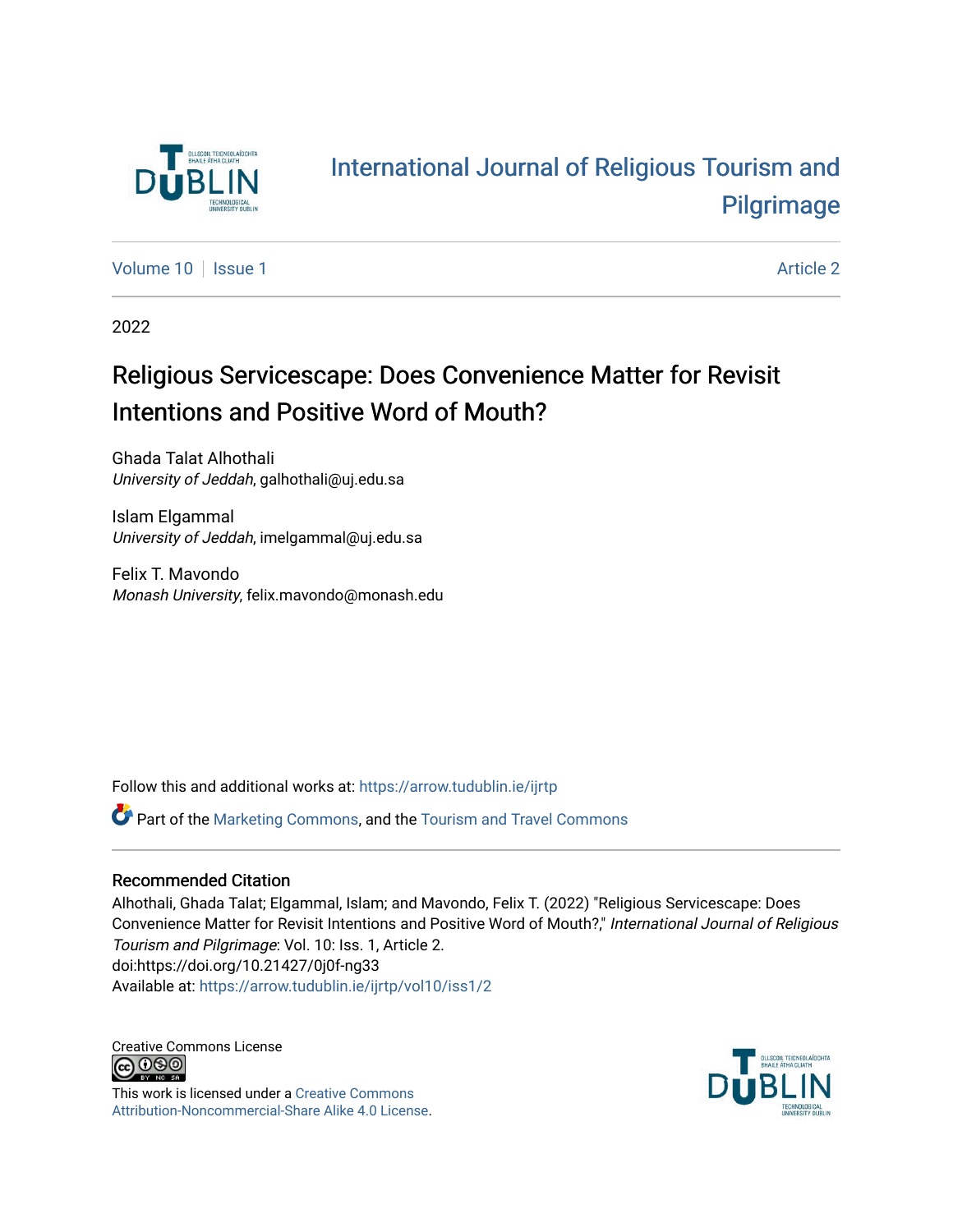# International Journal of Religious Tourism and Pilgrimage

Volume 10 | Issue 1 — Article 2

2022

## Religious Servicescape: Does Convenience Matter for Revisit Intentions and Positive Word of Mouth?

Ghada Talat Alhothali
*University of Jeddah*, galhothali@uj.edu.sa

Islam Elgammal
*University of Jeddah*, imelgammal@uj.edu.sa

Felix T. Mavondo
*Monash University*, felix.mavondo@monash.edu

Follow this and additional works at: https://arrow.tudublin.ie/ijrtp

Part of the Marketing Commons, and the Tourism and Travel Commons

### Recommended Citation

Alhothali, Ghada Talat; Elgammal, Islam; and Mavondo, Felix T. (2022) "Religious Servicescape: Does Convenience Matter for Revisit Intentions and Positive Word of Mouth?," *International Journal of Religious Tourism and Pilgrimage*: Vol. 10: Iss. 1, Article 2.
doi:https://doi.org/10.21427/0j0f-ng33
Available at: https://arrow.tudublin.ie/ijrtp/vol10/iss1/2

Creative Commons License

This work is licensed under a Creative Commons Attribution-Noncommercial-Share Alike 4.0 License.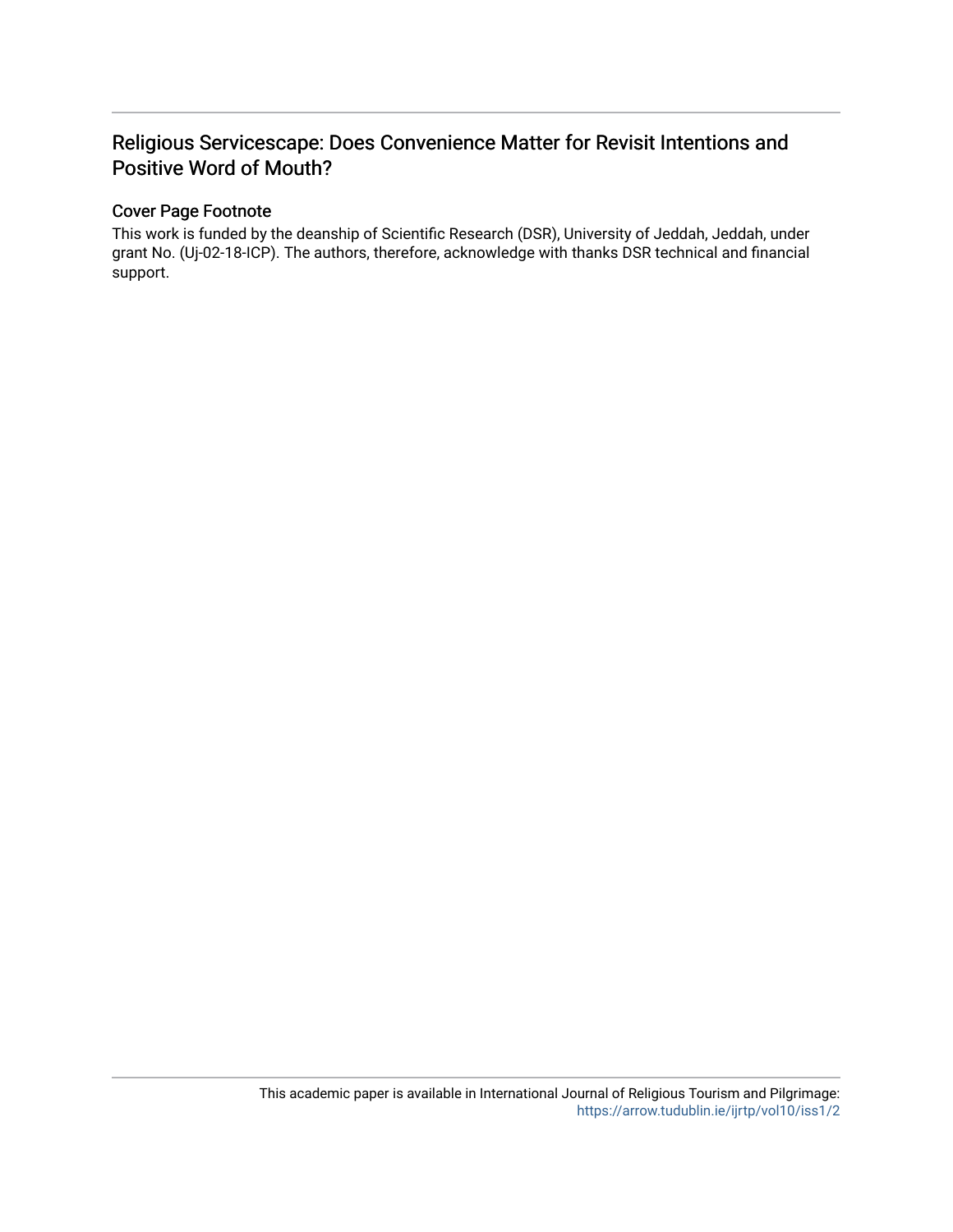# Religious Servicescape: Does Convenience Matter for Revisit Intentions and Positive Word of Mouth?

## Cover Page Footnote

This work is funded by the deanship of Scientific Research (DSR), University of Jeddah, Jeddah, under grant No. (Uj-02-18-ICP). The authors, therefore, acknowledge with thanks DSR technical and financial support.

This academic paper is available in International Journal of Religious Tourism and Pilgrimage: https://arrow.tudublin.ie/ijrtp/vol10/iss1/2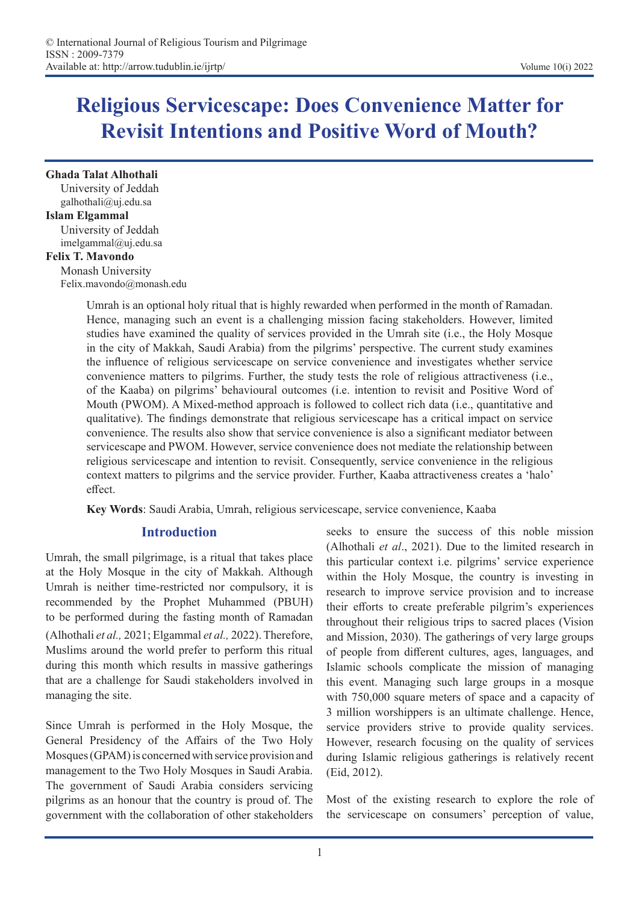# Religious Servicescape: Does Convenience Matter for Revisit Intentions and Positive Word of Mouth?

**Ghada Talat Alhothali**
University of Jeddah
galhothali@uj.edu.sa

**Islam Elgammal**
University of Jeddah
imelgammal@uj.edu.sa

**Felix T. Mavondo**
Monash University
Felix.mavondo@monash.edu

Umrah is an optional holy ritual that is highly rewarded when performed in the month of Ramadan. Hence, managing such an event is a challenging mission facing stakeholders. However, limited studies have examined the quality of services provided in the Umrah site (i.e., the Holy Mosque in the city of Makkah, Saudi Arabia) from the pilgrims' perspective. The current study examines the influence of religious servicescape on service convenience and investigates whether service convenience matters to pilgrims. Further, the study tests the role of religious attractiveness (i.e., of the Kaaba) on pilgrims' behavioural outcomes (i.e. intention to revisit and Positive Word of Mouth (PWOM). A Mixed-method approach is followed to collect rich data (i.e., quantitative and qualitative). The findings demonstrate that religious servicescape has a critical impact on service convenience. The results also show that service convenience is also a significant mediator between servicescape and PWOM. However, service convenience does not mediate the relationship between religious servicescape and intention to revisit. Consequently, service convenience in the religious context matters to pilgrims and the service provider. Further, Kaaba attractiveness creates a 'halo' effect.

**Key Words**: Saudi Arabia, Umrah, religious servicescape, service convenience, Kaaba

## Introduction

Umrah, the small pilgrimage, is a ritual that takes place at the Holy Mosque in the city of Makkah. Although Umrah is neither time-restricted nor compulsory, it is recommended by the Prophet Muhammed (PBUH) to be performed during the fasting month of Ramadan (Alhothali *et al.,* 2021; Elgammal *et al.,* 2022). Therefore, Muslims around the world prefer to perform this ritual during this month which results in massive gatherings that are a challenge for Saudi stakeholders involved in managing the site.

Since Umrah is performed in the Holy Mosque, the General Presidency of the Affairs of the Two Holy Mosques (GPAM) is concerned with service provision and management to the Two Holy Mosques in Saudi Arabia. The government of Saudi Arabia considers servicing pilgrims as an honour that the country is proud of. The government with the collaboration of other stakeholders seeks to ensure the success of this noble mission (Alhothali *et al*., 2021). Due to the limited research in this particular context i.e. pilgrims' service experience within the Holy Mosque, the country is investing in research to improve service provision and to increase their efforts to create preferable pilgrim's experiences throughout their religious trips to sacred places (Vision and Mission, 2030). The gatherings of very large groups of people from different cultures, ages, languages, and Islamic schools complicate the mission of managing this event. Managing such large groups in a mosque with 750,000 square meters of space and a capacity of 3 million worshippers is an ultimate challenge. Hence, service providers strive to provide quality services. However, research focusing on the quality of services during Islamic religious gatherings is relatively recent (Eid, 2012).

Most of the existing research to explore the role of the servicescape on consumers' perception of value,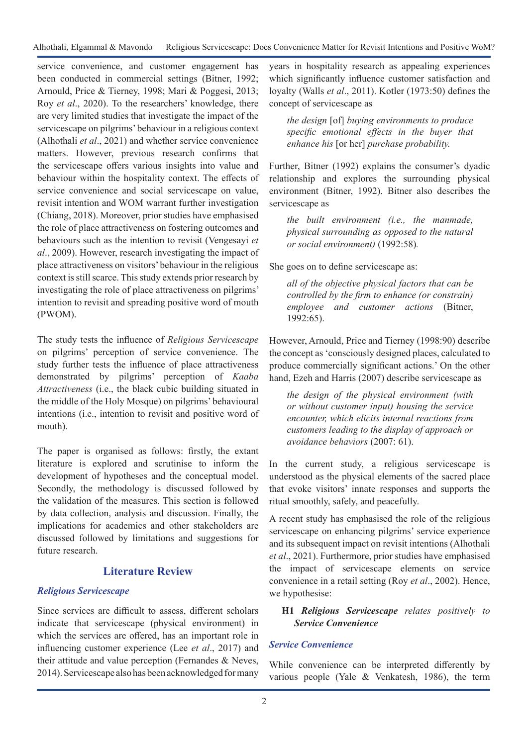service convenience, and customer engagement has been conducted in commercial settings (Bitner, 1992; Arnould, Price & Tierney, 1998; Mari & Poggesi, 2013; Roy *et al*., 2020). To the researchers' knowledge, there are very limited studies that investigate the impact of the servicescape on pilgrims' behaviour in a religious context (Alhothali *et al*., 2021) and whether service convenience matters. However, previous research confirms that the servicescape offers various insights into value and behaviour within the hospitality context. The effects of service convenience and social servicescape on value, revisit intention and WOM warrant further investigation (Chiang, 2018). Moreover, prior studies have emphasised the role of place attractiveness on fostering outcomes and behaviours such as the intention to revisit (Vengesayi *et al*., 2009). However, research investigating the impact of place attractiveness on visitors' behaviour in the religious context is still scarce. This study extends prior research by investigating the role of place attractiveness on pilgrims' intention to revisit and spreading positive word of mouth (PWOM).

The study tests the influence of *Religious Servicescape* on pilgrims' perception of service convenience. The study further tests the influence of place attractiveness demonstrated by pilgrims' perception of *Kaaba Attractiveness* (i.e., the black cubic building situated in the middle of the Holy Mosque) on pilgrims' behavioural intentions (i.e., intention to revisit and positive word of mouth).

The paper is organised as follows: firstly, the extant literature is explored and scrutinise to inform the development of hypotheses and the conceptual model. Secondly, the methodology is discussed followed by the validation of the measures. This section is followed by data collection, analysis and discussion. Finally, the implications for academics and other stakeholders are discussed followed by limitations and suggestions for future research.

## Literature Review

### *Religious Servicescape*

Since services are difficult to assess, different scholars indicate that servicescape (physical environment) in which the services are offered, has an important role in influencing customer experience (Lee *et al*., 2017) and their attitude and value perception (Fernandes & Neves, 2014). Servicescape also has been acknowledged for many years in hospitality research as appealing experiences which significantly influence customer satisfaction and loyalty (Walls *et al*., 2011). Kotler (1973:50) defines the concept of servicescape as

> *the design* [of] *buying environments to produce specific emotional effects in the buyer that enhance his* [or her] *purchase probability.*

Further, Bitner (1992) explains the consumer's dyadic relationship and explores the surrounding physical environment (Bitner, 1992). Bitner also describes the servicescape as

> *the built environment (i.e., the manmade, physical surrounding as opposed to the natural or social environment)* (1992:58).

She goes on to define servicescape as:

> *all of the objective physical factors that can be controlled by the firm to enhance (or constrain) employee and customer actions* (Bitner, 1992:65).

However, Arnould, Price and Tierney (1998:90) describe the concept as 'consciously designed places, calculated to produce commercially significant actions.' On the other hand, Ezeh and Harris (2007) describe servicescape as

> *the design of the physical environment (with or without customer input) housing the service encounter, which elicits internal reactions from customers leading to the display of approach or avoidance behaviors* (2007: 61).

In the current study, a religious servicescape is understood as the physical elements of the sacred place that evoke visitors' innate responses and supports the ritual smoothly, safely, and peacefully.

A recent study has emphasised the role of the religious servicescape on enhancing pilgrims' service experience and its subsequent impact on revisit intentions (Alhothali *et al*., 2021). Furthermore, prior studies have emphasised the impact of servicescape elements on service convenience in a retail setting (Roy *et al*., 2002). Hence, we hypothesise:

**H1** ***Religious Servicescape*** *relates positively to* ***Service Convenience***

### *Service Convenience*

While convenience can be interpreted differently by various people (Yale & Venkatesh, 1986), the term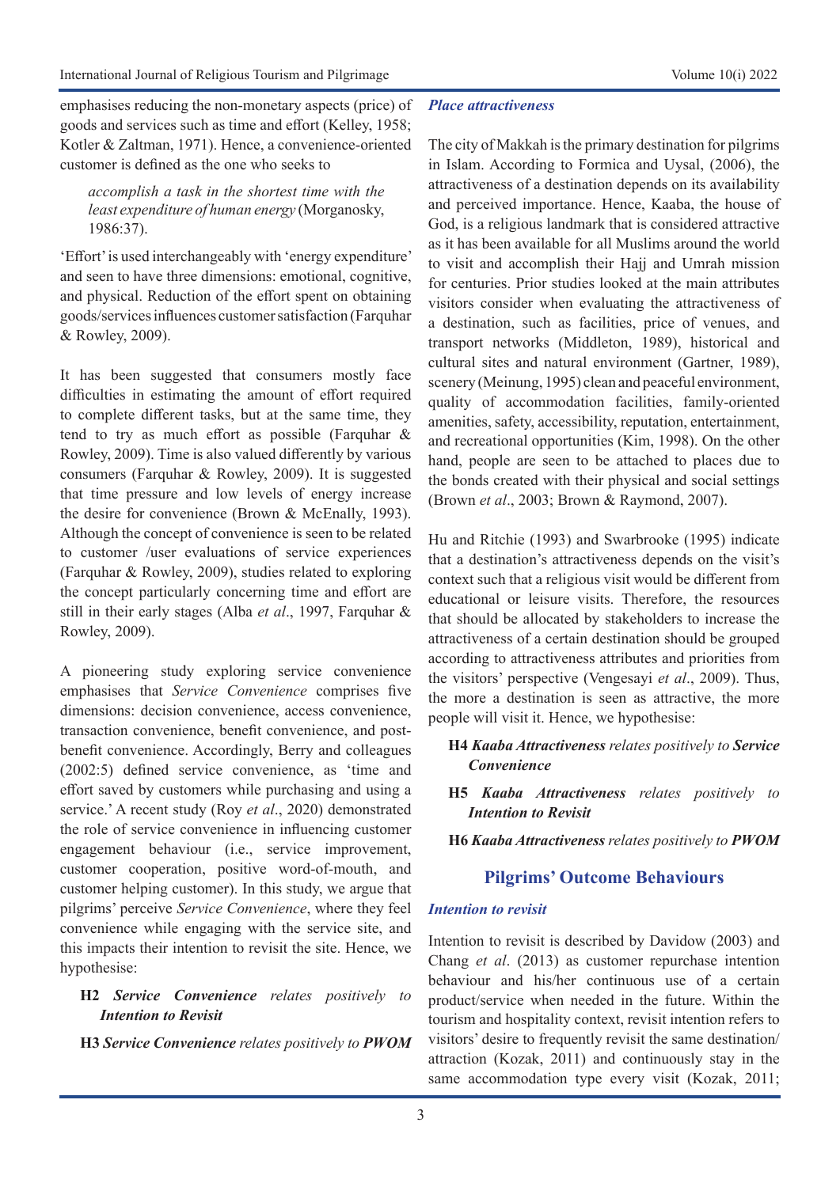emphasises reducing the non-monetary aspects (price) of goods and services such as time and effort (Kelley, 1958; Kotler & Zaltman, 1971). Hence, a convenience-oriented customer is defined as the one who seeks to

> *accomplish a task in the shortest time with the least expenditure of human energy* (Morganosky, 1986:37).

'Effort' is used interchangeably with 'energy expenditure' and seen to have three dimensions: emotional, cognitive, and physical. Reduction of the effort spent on obtaining goods/services influences customer satisfaction (Farquhar & Rowley, 2009).

It has been suggested that consumers mostly face difficulties in estimating the amount of effort required to complete different tasks, but at the same time, they tend to try as much effort as possible (Farquhar & Rowley, 2009). Time is also valued differently by various consumers (Farquhar & Rowley, 2009). It is suggested that time pressure and low levels of energy increase the desire for convenience (Brown & McEnally, 1993). Although the concept of convenience is seen to be related to customer /user evaluations of service experiences (Farquhar & Rowley, 2009), studies related to exploring the concept particularly concerning time and effort are still in their early stages (Alba *et al*., 1997, Farquhar & Rowley, 2009).

A pioneering study exploring service convenience emphasises that *Service Convenience* comprises five dimensions: decision convenience, access convenience, transaction convenience, benefit convenience, and post-benefit convenience. Accordingly, Berry and colleagues (2002:5) defined service convenience, as 'time and effort saved by customers while purchasing and using a service.' A recent study (Roy *et al*., 2020) demonstrated the role of service convenience in influencing customer engagement behaviour (i.e., service improvement, customer cooperation, positive word-of-mouth, and customer helping customer). In this study, we argue that pilgrims' perceive *Service Convenience*, where they feel convenience while engaging with the service site, and this impacts their intention to revisit the site. Hence, we hypothesise:

**H2** ***Service Convenience*** *relates positively to* ***Intention to Revisit***

**H3** ***Service Convenience*** *relates positively to* ***PWOM***

### *Place attractiveness*

The city of Makkah is the primary destination for pilgrims in Islam. According to Formica and Uysal, (2006), the attractiveness of a destination depends on its availability and perceived importance. Hence, Kaaba, the house of God, is a religious landmark that is considered attractive as it has been available for all Muslims around the world to visit and accomplish their Hajj and Umrah mission for centuries. Prior studies looked at the main attributes visitors consider when evaluating the attractiveness of a destination, such as facilities, price of venues, and transport networks (Middleton, 1989), historical and cultural sites and natural environment (Gartner, 1989), scenery (Meinung, 1995) clean and peaceful environment, quality of accommodation facilities, family-oriented amenities, safety, accessibility, reputation, entertainment, and recreational opportunities (Kim, 1998). On the other hand, people are seen to be attached to places due to the bonds created with their physical and social settings (Brown *et al*., 2003; Brown & Raymond, 2007).

Hu and Ritchie (1993) and Swarbrooke (1995) indicate that a destination's attractiveness depends on the visit's context such that a religious visit would be different from educational or leisure visits. Therefore, the resources that should be allocated by stakeholders to increase the attractiveness of a certain destination should be grouped according to attractiveness attributes and priorities from the visitors' perspective (Vengesayi *et al*., 2009). Thus, the more a destination is seen as attractive, the more people will visit it. Hence, we hypothesise:

**H4** ***Kaaba Attractiveness*** *relates positively to* ***Service Convenience***

**H5** ***Kaaba Attractiveness*** *relates positively to* ***Intention to Revisit***

**H6** ***Kaaba Attractiveness*** *relates positively to* ***PWOM***

## Pilgrims' Outcome Behaviours

### *Intention to revisit*

Intention to revisit is described by Davidow (2003) and Chang *et al*. (2013) as customer repurchase intention behaviour and his/her continuous use of a certain product/service when needed in the future. Within the tourism and hospitality context, revisit intention refers to visitors' desire to frequently revisit the same destination/attraction (Kozak, 2011) and continuously stay in the same accommodation type every visit (Kozak, 2011;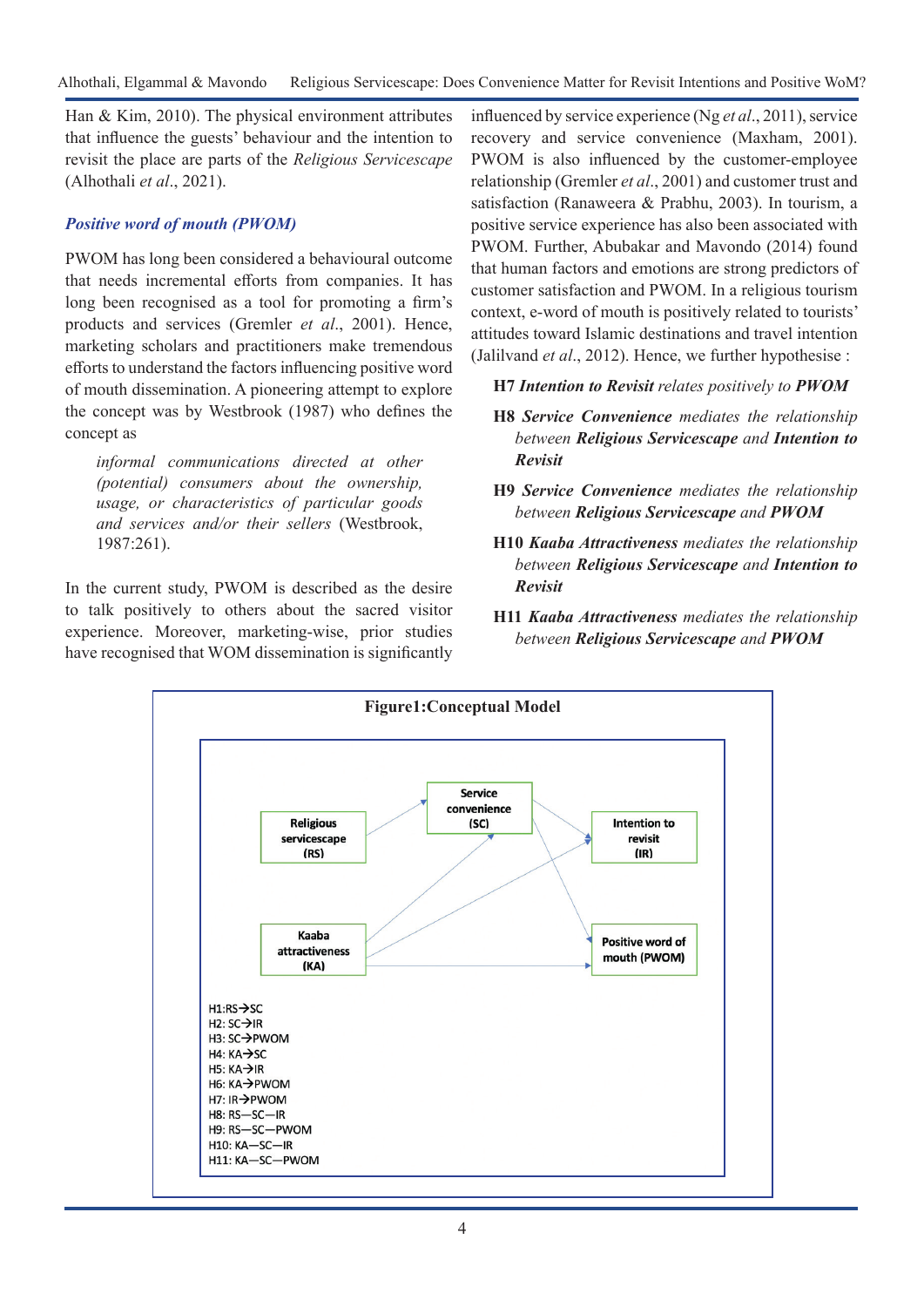Han & Kim, 2010). The physical environment attributes that influence the guests' behaviour and the intention to revisit the place are parts of the *Religious Servicescape* (Alhothali *et al*., 2021).

### *Positive word of mouth (PWOM)*

PWOM has long been considered a behavioural outcome that needs incremental efforts from companies. It has long been recognised as a tool for promoting a firm's products and services (Gremler *et al*., 2001). Hence, marketing scholars and practitioners make tremendous efforts to understand the factors influencing positive word of mouth dissemination. A pioneering attempt to explore the concept was by Westbrook (1987) who defines the concept as

> *informal communications directed at other (potential) consumers about the ownership, usage, or characteristics of particular goods and services and/or their sellers* (Westbrook, 1987:261).

In the current study, PWOM is described as the desire to talk positively to others about the sacred visitor experience. Moreover, marketing-wise, prior studies have recognised that WOM dissemination is significantly influenced by service experience (Ng *et al*., 2011), service recovery and service convenience (Maxham, 2001). PWOM is also influenced by the customer-employee relationship (Gremler *et al*., 2001) and customer trust and satisfaction (Ranaweera & Prabhu, 2003). In tourism, a positive service experience has also been associated with PWOM. Further, Abubakar and Mavondo (2014) found that human factors and emotions are strong predictors of customer satisfaction and PWOM. In a religious tourism context, e-word of mouth is positively related to tourists' attitudes toward Islamic destinations and travel intention (Jalilvand *et al*., 2012). Hence, we further hypothesise :

**H7** ***Intention to Revisit*** *relates positively to* ***PWOM***

**H8** ***Service Convenience*** *mediates the relationship between* ***Religious Servicescape*** *and* ***Intention to Revisit***

**H9** ***Service Convenience*** *mediates the relationship between* ***Religious Servicescape*** *and* ***PWOM***

**H10** ***Kaaba Attractiveness*** *mediates the relationship between* ***Religious Servicescape*** *and* ***Intention to Revisit***

**H11** ***Kaaba Attractiveness*** *mediates the relationship between* ***Religious Servicescape*** *and* ***PWOM***

**Figure1:Conceptual Model**

Religious servicescape (RS) → Service convenience (SC)
Kaaba attractiveness (KA) → Service convenience (SC)
Service convenience (SC) → Intention to revisit (IR)
Service convenience (SC) → Positive word of mouth (PWOM)
Kaaba attractiveness (KA) → Intention to revisit (IR)
Kaaba attractiveness (KA) → Positive word of mouth (PWOM)

H1:RS→SC
H2: SC→IR
H3: SC→PWOM
H4: KA→SC
H5: KA→IR
H6: KA→PWOM
H7: IR→PWOM
H8: RS—SC—IR
H9: RS—SC—PWOM
H10: KA—SC—IR
H11: KA—SC—PWOM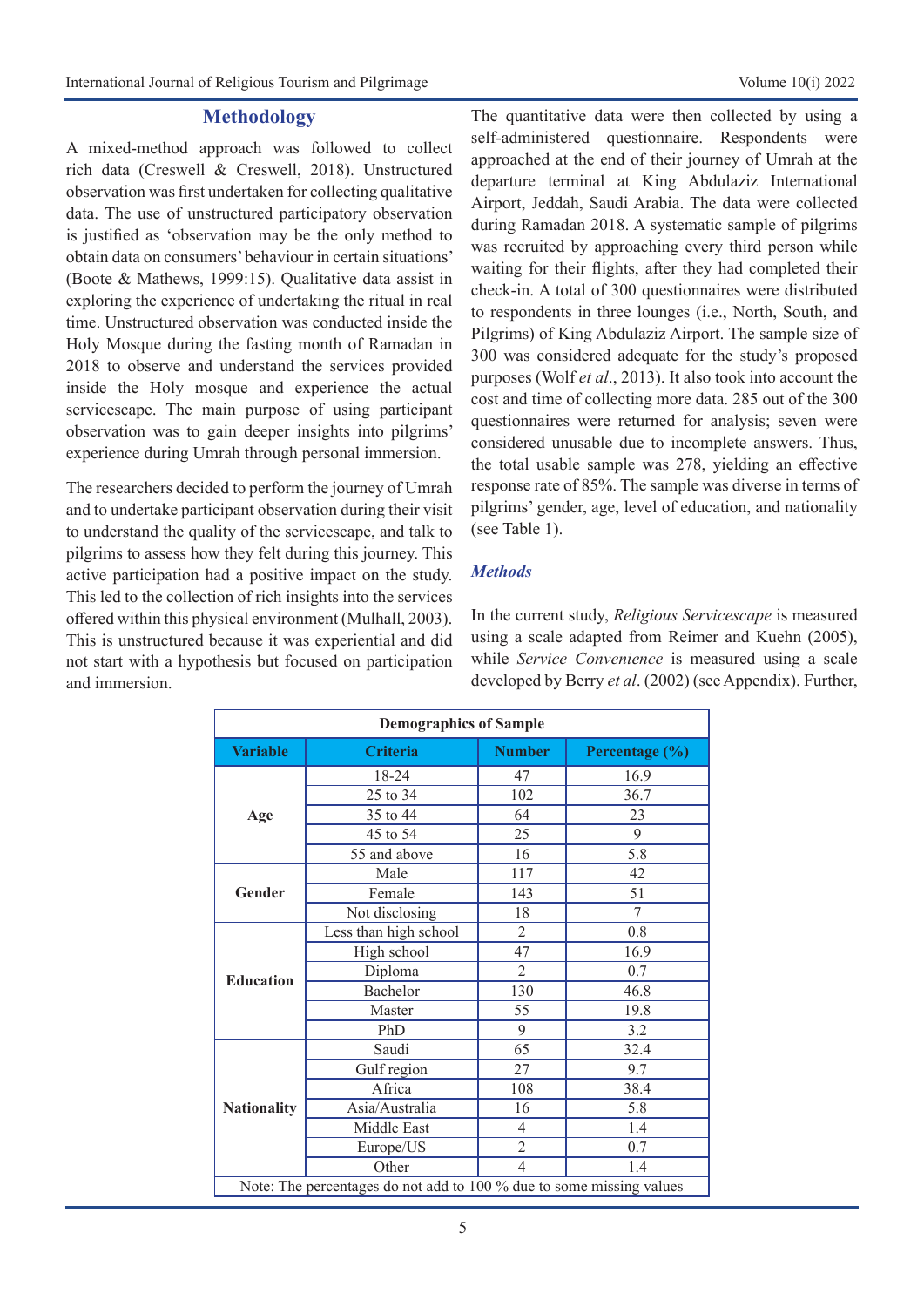## Methodology

A mixed-method approach was followed to collect rich data (Creswell & Creswell, 2018). Unstructured observation was first undertaken for collecting qualitative data. The use of unstructured participatory observation is justified as 'observation may be the only method to obtain data on consumers' behaviour in certain situations' (Boote & Mathews, 1999:15). Qualitative data assist in exploring the experience of undertaking the ritual in real time. Unstructured observation was conducted inside the Holy Mosque during the fasting month of Ramadan in 2018 to observe and understand the services provided inside the Holy mosque and experience the actual servicescape. The main purpose of using participant observation was to gain deeper insights into pilgrims' experience during Umrah through personal immersion.

The researchers decided to perform the journey of Umrah and to undertake participant observation during their visit to understand the quality of the servicescape, and talk to pilgrims to assess how they felt during this journey. This active participation had a positive impact on the study. This led to the collection of rich insights into the services offered within this physical environment (Mulhall, 2003). This is unstructured because it was experiential and did not start with a hypothesis but focused on participation and immersion.

The quantitative data were then collected by using a self-administered questionnaire. Respondents were approached at the end of their journey of Umrah at the departure terminal at King Abdulaziz International Airport, Jeddah, Saudi Arabia. The data were collected during Ramadan 2018. A systematic sample of pilgrims was recruited by approaching every third person while waiting for their flights, after they had completed their check-in. A total of 300 questionnaires were distributed to respondents in three lounges (i.e., North, South, and Pilgrims) of King Abdulaziz Airport. The sample size of 300 was considered adequate for the study's proposed purposes (Wolf *et al*., 2013). It also took into account the cost and time of collecting more data. 285 out of the 300 questionnaires were returned for analysis; seven were considered unusable due to incomplete answers. Thus, the total usable sample was 278, yielding an effective response rate of 85%. The sample was diverse in terms of pilgrims' gender, age, level of education, and nationality (see Table 1).

### *Methods*

In the current study, *Religious Servicescape* is measured using a scale adapted from Reimer and Kuehn (2005), while *Service Convenience* is measured using a scale developed by Berry *et al*. (2002) (see Appendix). Further,

**Demographics of Sample**

| Variable | Criteria | Number | Percentage (%) |
|---|---|---|---|
| Age | 18-24 | 47 | 16.9 |
| | 25 to 34 | 102 | 36.7 |
| | 35 to 44 | 64 | 23 |
| | 45 to 54 | 25 | 9 |
| | 55 and above | 16 | 5.8 |
| Gender | Male | 117 | 42 |
| | Female | 143 | 51 |
| | Not disclosing | 18 | 7 |
| Education | Less than high school | 2 | 0.8 |
| | High school | 47 | 16.9 |
| | Diploma | 2 | 0.7 |
| | Bachelor | 130 | 46.8 |
| | Master | 55 | 19.8 |
| | PhD | 9 | 3.2 |
| Nationality | Saudi | 65 | 32.4 |
| | Gulf region | 27 | 9.7 |
| | Africa | 108 | 38.4 |
| | Asia/Australia | 16 | 5.8 |
| | Middle East | 4 | 1.4 |
| | Europe/US | 2 | 0.7 |
| | Other | 4 | 1.4 |

Note: The percentages do not add to 100 % due to some missing values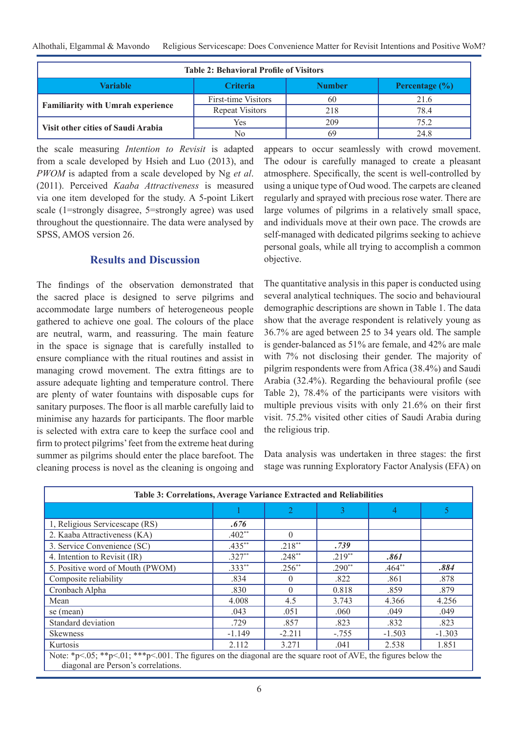**Table 2: Behavioral Profile of Visitors**

| Variable | Criteria | Number | Percentage (%) |
|---|---|---|---|
| **Familiarity with Umrah experience** | First-time Visitors | 60 | 21.6 |
| | Repeat Visitors | 218 | 78.4 |
| **Visit other cities of Saudi Arabia** | Yes | 209 | 75.2 |
| | No | 69 | 24.8 |

the scale measuring *Intention to Revisit* is adapted from a scale developed by Hsieh and Luo (2013), and *PWOM* is adapted from a scale developed by Ng *et al*. (2011). Perceived *Kaaba Attractiveness* is measured via one item developed for the study. A 5-point Likert scale (1=strongly disagree, 5=strongly agree) was used throughout the questionnaire. The data were analysed by SPSS, AMOS version 26.

## Results and Discussion

The findings of the observation demonstrated that the sacred place is designed to serve pilgrims and accommodate large numbers of heterogeneous people gathered to achieve one goal. The colours of the place are neutral, warm, and reassuring. The main feature in the space is signage that is carefully installed to ensure compliance with the ritual routines and assist in managing crowd movement. The extra fittings are to assure adequate lighting and temperature control. There are plenty of water fountains with disposable cups for sanitary purposes. The floor is all marble carefully laid to minimise any hazards for participants. The floor marble is selected with extra care to keep the surface cool and firm to protect pilgrims' feet from the extreme heat during summer as pilgrims should enter the place barefoot. The cleaning process is novel as the cleaning is ongoing and appears to occur seamlessly with crowd movement. The odour is carefully managed to create a pleasant atmosphere. Specifically, the scent is well-controlled by using a unique type of Oud wood. The carpets are cleaned regularly and sprayed with precious rose water. There are large volumes of pilgrims in a relatively small space, and individuals move at their own pace. The crowds are self-managed with dedicated pilgrims seeking to achieve personal goals, while all trying to accomplish a common objective.

The quantitative analysis in this paper is conducted using several analytical techniques. The socio and behavioural demographic descriptions are shown in Table 1. The data show that the average respondent is relatively young as 36.7% are aged between 25 to 34 years old. The sample is gender-balanced as 51% are female, and 42% are male with 7% not disclosing their gender. The majority of pilgrim respondents were from Africa (38.4%) and Saudi Arabia (32.4%). Regarding the behavioural profile (see Table 2), 78.4% of the participants were visitors with multiple previous visits with only 21.6% on their first visit. 75.2% visited other cities of Saudi Arabia during the religious trip.

Data analysis was undertaken in three stages: the first stage was running Exploratory Factor Analysis (EFA) on

**Table 3: Correlations, Average Variance Extracted and Reliabilities**

| | 1 | 2 | 3 | 4 | 5 |
|---|---|---|---|---|---|
| 1, Religious Servicescape (RS) | ***.676*** | | | | |
| 2. Kaaba Attractiveness (KA) | .402** | 0 | | | |
| 3. Service Convenience (SC) | .435** | .218** | ***.739*** | | |
| 4. Intention to Revisit (IR) | .327** | .248** | .219** | ***.861*** | |
| 5. Positive word of Mouth (PWOM) | .333** | .256** | .290** | .464** | ***.884*** |
| Composite reliability | .834 | 0 | .822 | .861 | .878 |
| Cronbach Alpha | .830 | 0 | 0.818 | .859 | .879 |
| Mean | 4.008 | 4.5 | 3.743 | 4.366 | 4.256 |
| se (mean) | .043 | .051 | .060 | .049 | .049 |
| Standard deviation | .729 | .857 | .823 | .832 | .823 |
| Skewness | -1.149 | -2.211 | -.755 | -1.503 | -1.303 |
| Kurtosis | 2.112 | 3.271 | .041 | 2.538 | 1.851 |

Note: *p<.05; **p<.01; ***p<.001. The figures on the diagonal are the square root of AVE, the figures below the diagonal are Person's correlations.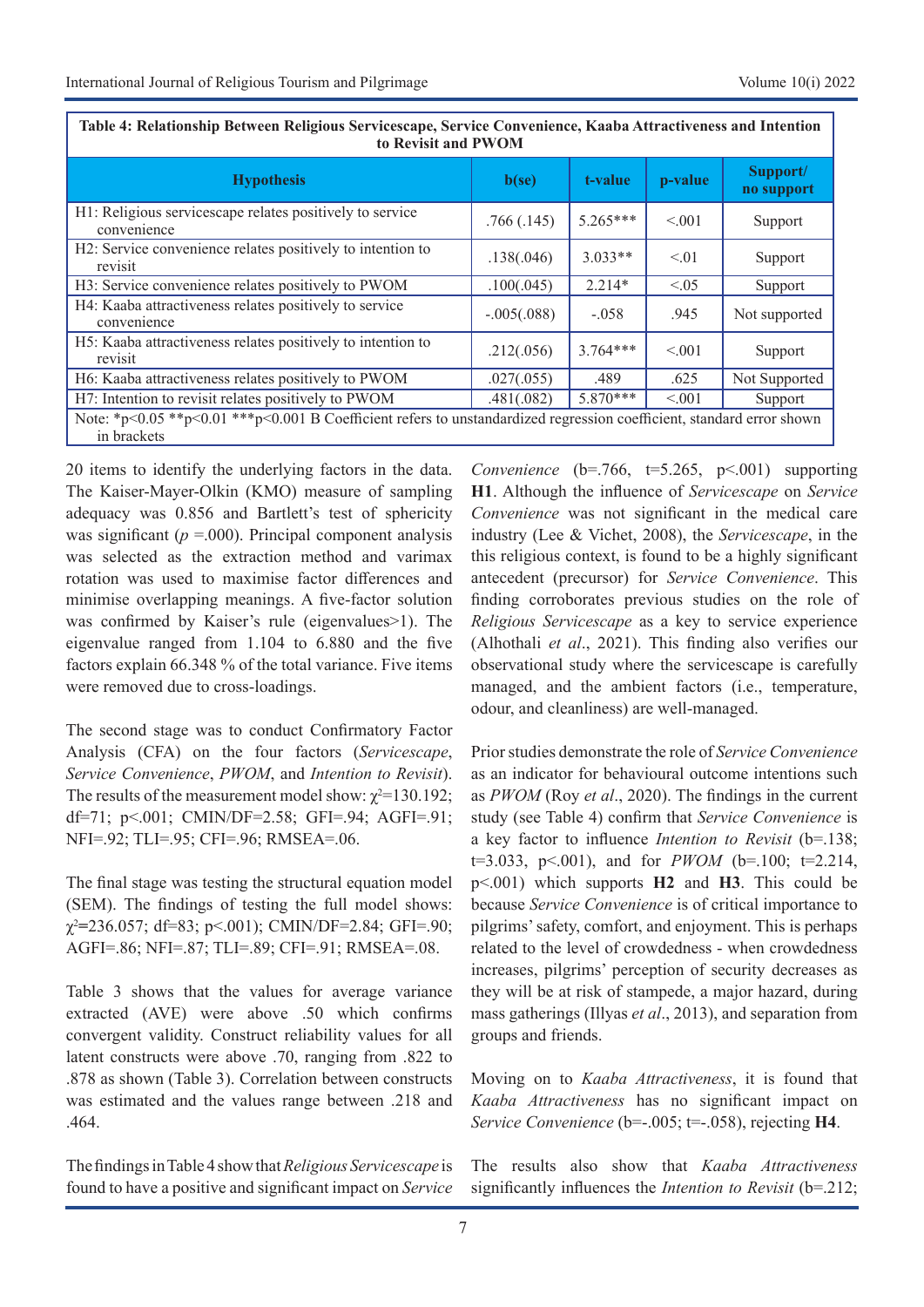**Table 4: Relationship Between Religious Servicescape, Service Convenience, Kaaba Attractiveness and Intention to Revisit and PWOM**

| Hypothesis | b(se) | t-value | p-value | Support/ no support |
|---|---|---|---|---|
| H1: Religious servicescape relates positively to service convenience | .766 (.145) | 5.265*** | <.001 | Support |
| H2: Service convenience relates positively to intention to revisit | .138(.046) | 3.033** | <.01 | Support |
| H3: Service convenience relates positively to PWOM | .100(.045) | 2.214* | <.05 | Support |
| H4: Kaaba attractiveness relates positively to service convenience | -.005(.088) | -.058 | .945 | Not supported |
| H5: Kaaba attractiveness relates positively to intention to revisit | .212(.056) | 3.764*** | <.001 | Support |
| H6: Kaaba attractiveness relates positively to PWOM | .027(.055) | .489 | .625 | Not Supported |
| H7: Intention to revisit relates positively to PWOM | .481(.082) | 5.870*** | <.001 | Support |

Note: *p<0.05 **p<0.01 ***p<0.001 B Coefficient refers to unstandardized regression coefficient, standard error shown in brackets

20 items to identify the underlying factors in the data. The Kaiser-Mayer-Olkin (KMO) measure of sampling adequacy was 0.856 and Bartlett's test of sphericity was significant ($p$ =.000). Principal component analysis was selected as the extraction method and varimax rotation was used to maximise factor differences and minimise overlapping meanings. A five-factor solution was confirmed by Kaiser's rule (eigenvalues>1). The eigenvalue ranged from 1.104 to 6.880 and the five factors explain 66.348 % of the total variance. Five items were removed due to cross-loadings.

The second stage was to conduct Confirmatory Factor Analysis (CFA) on the four factors (*Servicescape*, *Service Convenience*, *PWOM*, and *Intention to Revisit*). The results of the measurement model show: $\chi^2$=130.192; df=71; p<.001; CMIN/DF=2.58; GFI=.94; AGFI=.91; NFI=.92; TLI=.95; CFI=.96; RMSEA=.06.

The final stage was testing the structural equation model (SEM). The findings of testing the full model shows: $\chi^2$=236.057; df=83; p<.001); CMIN/DF=2.84; GFI=.90; AGFI=.86; NFI=.87; TLI=.89; CFI=.91; RMSEA=.08.

Table 3 shows that the values for average variance extracted (AVE) were above .50 which confirms convergent validity. Construct reliability values for all latent constructs were above .70, ranging from .822 to .878 as shown (Table 3). Correlation between constructs was estimated and the values range between .218 and .464.

The findings in Table 4 show that *Religious Servicescape* is found to have a positive and significant impact on *Service Convenience* (b=.766, t=5.265, p<.001) supporting **H1**. Although the influence of *Servicescape* on *Service Convenience* was not significant in the medical care industry (Lee & Vichet, 2008), the *Servicescape*, in the this religious context, is found to be a highly significant antecedent (precursor) for *Service Convenience*. This finding corroborates previous studies on the role of *Religious Servicescape* as a key to service experience (Alhothali *et al*., 2021). This finding also verifies our observational study where the servicescape is carefully managed, and the ambient factors (i.e., temperature, odour, and cleanliness) are well-managed.

Prior studies demonstrate the role of *Service Convenience* as an indicator for behavioural outcome intentions such as *PWOM* (Roy *et al*., 2020). The findings in the current study (see Table 4) confirm that *Service Convenience* is a key factor to influence *Intention to Revisit* (b=.138; t=3.033, p<.001), and for *PWOM* (b=.100; t=2.214, p<.001) which supports **H2** and **H3**. This could be because *Service Convenience* is of critical importance to pilgrims' safety, comfort, and enjoyment. This is perhaps related to the level of crowdedness - when crowdedness increases, pilgrims' perception of security decreases as they will be at risk of stampede, a major hazard, during mass gatherings (Illyas *et al*., 2013), and separation from groups and friends.

Moving on to *Kaaba Attractiveness*, it is found that *Kaaba Attractiveness* has no significant impact on *Service Convenience* (b=-.005; t=-.058), rejecting **H4**.

The results also show that *Kaaba Attractiveness* significantly influences the *Intention to Revisit* (b=.212;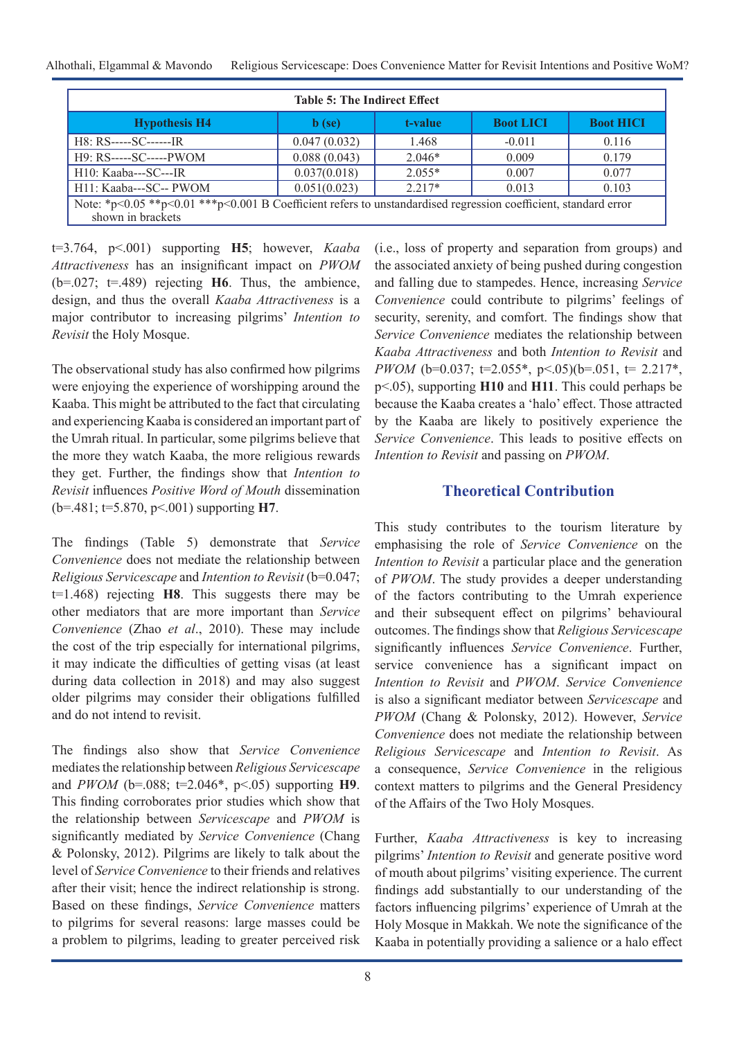**Table 5: The Indirect Effect**

| Hypothesis H4 | b (se) | t-value | Boot LICI | Boot HICI |
|---|---|---|---|---|
| H8: RS-----SC------IR | 0.047 (0.032) | 1.468 | -0.011 | 0.116 |
| H9: RS-----SC-----PWOM | 0.088 (0.043) | 2.046* | 0.009 | 0.179 |
| H10: Kaaba---SC---IR | 0.037(0.018) | 2.055* | 0.007 | 0.077 |
| H11: Kaaba---SC-- PWOM | 0.051(0.023) | 2.217* | 0.013 | 0.103 |

Note: *p<0.05 **p<0.01 ***p<0.001 B Coefficient refers to unstandardised regression coefficient, standard error shown in brackets

t=3.764, p<.001) supporting **H5**; however, *Kaaba Attractiveness* has an insignificant impact on *PWOM* (b=.027; t=.489) rejecting **H6**. Thus, the ambience, design, and thus the overall *Kaaba Attractiveness* is a major contributor to increasing pilgrims' *Intention to Revisit* the Holy Mosque.

The observational study has also confirmed how pilgrims were enjoying the experience of worshipping around the Kaaba. This might be attributed to the fact that circulating and experiencing Kaaba is considered an important part of the Umrah ritual. In particular, some pilgrims believe that the more they watch Kaaba, the more religious rewards they get. Further, the findings show that *Intention to Revisit* influences *Positive Word of Mouth* dissemination (b=.481; t=5.870, p<.001) supporting **H7**.

The findings (Table 5) demonstrate that *Service Convenience* does not mediate the relationship between *Religious Servicescape* and *Intention to Revisit* (b=0.047; t=1.468) rejecting **H8**. This suggests there may be other mediators that are more important than *Service Convenience* (Zhao *et al*., 2010). These may include the cost of the trip especially for international pilgrims, it may indicate the difficulties of getting visas (at least during data collection in 2018) and may also suggest older pilgrims may consider their obligations fulfilled and do not intend to revisit.

The findings also show that *Service Convenience* mediates the relationship between *Religious Servicescape* and *PWOM* (b=.088; t=2.046*, p<.05) supporting **H9**. This finding corroborates prior studies which show that the relationship between *Servicescape* and *PWOM* is significantly mediated by *Service Convenience* (Chang & Polonsky, 2012). Pilgrims are likely to talk about the level of *Service Convenience* to their friends and relatives after their visit; hence the indirect relationship is strong. Based on these findings, *Service Convenience* matters to pilgrims for several reasons: large masses could be a problem to pilgrims, leading to greater perceived risk (i.e., loss of property and separation from groups) and the associated anxiety of being pushed during congestion and falling due to stampedes. Hence, increasing *Service Convenience* could contribute to pilgrims' feelings of security, serenity, and comfort. The findings show that *Service Convenience* mediates the relationship between *Kaaba Attractiveness* and both *Intention to Revisit* and *PWOM* (b=0.037; t=2.055*, p<.05)(b=.051, t= 2.217*, p<.05), supporting **H10** and **H11**. This could perhaps be because the Kaaba creates a 'halo' effect. Those attracted by the Kaaba are likely to positively experience the *Service Convenience*. This leads to positive effects on *Intention to Revisit* and passing on *PWOM*.

## Theoretical Contribution

This study contributes to the tourism literature by emphasising the role of *Service Convenience* on the *Intention to Revisit* a particular place and the generation of *PWOM*. The study provides a deeper understanding of the factors contributing to the Umrah experience and their subsequent effect on pilgrims' behavioural outcomes. The findings show that *Religious Servicescape* significantly influences *Service Convenience*. Further, service convenience has a significant impact on *Intention to Revisit* and *PWOM*. *Service Convenience* is also a significant mediator between *Servicescape* and *PWOM* (Chang & Polonsky, 2012). However, *Service Convenience* does not mediate the relationship between *Religious Servicescape* and *Intention to Revisit*. As a consequence, *Service Convenience* in the religious context matters to pilgrims and the General Presidency of the Affairs of the Two Holy Mosques.

Further, *Kaaba Attractiveness* is key to increasing pilgrims' *Intention to Revisit* and generate positive word of mouth about pilgrims' visiting experience. The current findings add substantially to our understanding of the factors influencing pilgrims' experience of Umrah at the Holy Mosque in Makkah. We note the significance of the Kaaba in potentially providing a salience or a halo effect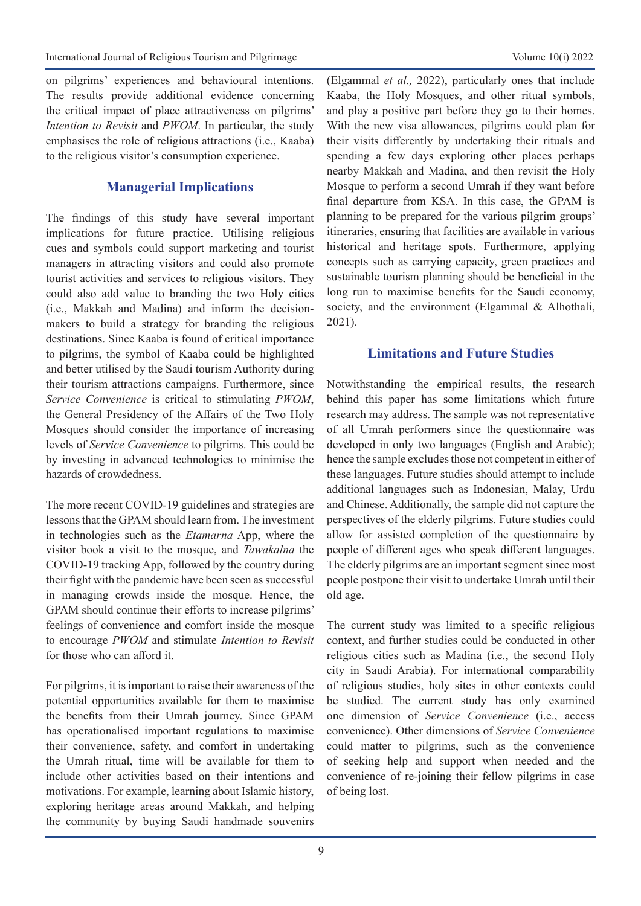on pilgrims' experiences and behavioural intentions. The results provide additional evidence concerning the critical impact of place attractiveness on pilgrims' *Intention to Revisit* and *PWOM*. In particular, the study emphasises the role of religious attractions (i.e., Kaaba) to the religious visitor's consumption experience.

## Managerial Implications

The findings of this study have several important implications for future practice. Utilising religious cues and symbols could support marketing and tourist managers in attracting visitors and could also promote tourist activities and services to religious visitors. They could also add value to branding the two Holy cities (i.e., Makkah and Madina) and inform the decision-makers to build a strategy for branding the religious destinations. Since Kaaba is found of critical importance to pilgrims, the symbol of Kaaba could be highlighted and better utilised by the Saudi tourism Authority during their tourism attractions campaigns. Furthermore, since *Service Convenience* is critical to stimulating *PWOM*, the General Presidency of the Affairs of the Two Holy Mosques should consider the importance of increasing levels of *Service Convenience* to pilgrims. This could be by investing in advanced technologies to minimise the hazards of crowdedness.

The more recent COVID-19 guidelines and strategies are lessons that the GPAM should learn from. The investment in technologies such as the *Etamarna* App, where the visitor book a visit to the mosque, and *Tawakalna* the COVID-19 tracking App, followed by the country during their fight with the pandemic have been seen as successful in managing crowds inside the mosque. Hence, the GPAM should continue their efforts to increase pilgrims' feelings of convenience and comfort inside the mosque to encourage *PWOM* and stimulate *Intention to Revisit* for those who can afford it.

For pilgrims, it is important to raise their awareness of the potential opportunities available for them to maximise the benefits from their Umrah journey. Since GPAM has operationalised important regulations to maximise their convenience, safety, and comfort in undertaking the Umrah ritual, time will be available for them to include other activities based on their intentions and motivations. For example, learning about Islamic history, exploring heritage areas around Makkah, and helping the community by buying Saudi handmade souvenirs (Elgammal *et al.,* 2022), particularly ones that include Kaaba, the Holy Mosques, and other ritual symbols, and play a positive part before they go to their homes. With the new visa allowances, pilgrims could plan for their visits differently by undertaking their rituals and spending a few days exploring other places perhaps nearby Makkah and Madina, and then revisit the Holy Mosque to perform a second Umrah if they want before final departure from KSA. In this case, the GPAM is planning to be prepared for the various pilgrim groups' itineraries, ensuring that facilities are available in various historical and heritage spots. Furthermore, applying concepts such as carrying capacity, green practices and sustainable tourism planning should be beneficial in the long run to maximise benefits for the Saudi economy, society, and the environment (Elgammal & Alhothali, 2021).

## Limitations and Future Studies

Notwithstanding the empirical results, the research behind this paper has some limitations which future research may address. The sample was not representative of all Umrah performers since the questionnaire was developed in only two languages (English and Arabic); hence the sample excludes those not competent in either of these languages. Future studies should attempt to include additional languages such as Indonesian, Malay, Urdu and Chinese. Additionally, the sample did not capture the perspectives of the elderly pilgrims. Future studies could allow for assisted completion of the questionnaire by people of different ages who speak different languages. The elderly pilgrims are an important segment since most people postpone their visit to undertake Umrah until their old age.

The current study was limited to a specific religious context, and further studies could be conducted in other religious cities such as Madina (i.e., the second Holy city in Saudi Arabia). For international comparability of religious studies, holy sites in other contexts could be studied. The current study has only examined one dimension of *Service Convenience* (i.e., access convenience). Other dimensions of *Service Convenience* could matter to pilgrims, such as the convenience of seeking help and support when needed and the convenience of re-joining their fellow pilgrims in case of being lost.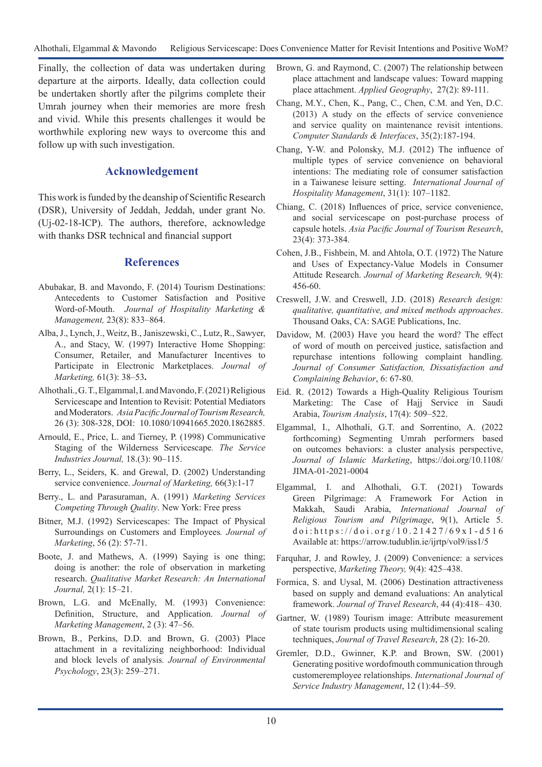Finally, the collection of data was undertaken during departure at the airports. Ideally, data collection could be undertaken shortly after the pilgrims complete their Umrah journey when their memories are more fresh and vivid. While this presents challenges it would be worthwhile exploring new ways to overcome this and follow up with such investigation.

## Acknowledgement

This work is funded by the deanship of Scientific Research (DSR), University of Jeddah, Jeddah, under grant No. (Uj-02-18-ICP). The authors, therefore, acknowledge with thanks DSR technical and financial support

## References

Abubakar, B. and Mavondo, F. (2014) Tourism Destinations: Antecedents to Customer Satisfaction and Positive Word-of-Mouth. *Journal of Hospitality Marketing & Management,* 23(8): 833–864.

Alba, J., Lynch, J., Weitz, B., Janiszewski, C., Lutz, R., Sawyer, A., and Stacy, W. (1997) Interactive Home Shopping: Consumer, Retailer, and Manufacturer Incentives to Participate in Electronic Marketplaces. *Journal of Marketing,* 61(3): 38–53**.**

Alhothali., G. T., Elgammal, I. and Mavondo, F. (2021) Religious Servicescape and Intention to Revisit: Potential Mediators and Moderators. *Asia Pacific Journal of Tourism Research,* 26 (3): 308-328, DOI: 10.1080/10941665.2020.1862885.

Arnould, E., Price, L. and Tierney, P. (1998) Communicative Staging of the Wilderness Servicescape*. The Service Industries Journal,* 18.(3): 90–115.

Berry, L., Seiders, K. and Grewal, D. (2002) Understanding service convenience. *Journal of Marketing,* 66(3):1-17

Berry., L. and Parasuraman, A. (1991) *Marketing Services Competing Through Quality*. New York: Free press

Bitner, M.J. (1992) Servicescapes: The Impact of Physical Surroundings on Customers and Employees*. Journal of Marketing*, 56 (2): 57-71.

Boote, J. and Mathews, A. (1999) Saying is one thing; doing is another: the role of observation in marketing research. *Qualitative Market Research: An International Journal,* 2(1): 15–21.

Brown, L.G. and McEnally, M. (1993) Convenience: Definition, Structure, and Application. *Journal of Marketing Management*, 2 (3): 47–56.

Brown, B., Perkins, D.D. and Brown, G. (2003) Place attachment in a revitalizing neighborhood: Individual and block levels of analysis*. Journal of Environmental Psychology*, 23(3): 259–271.

Brown, G. and Raymond, C. (2007) The relationship between place attachment and landscape values: Toward mapping place attachment. *Applied Geography*, 27(2): 89-111.

Chang, M.Y., Chen, K., Pang, C., Chen, C.M. and Yen, D.C. (2013) A study on the effects of service convenience and service quality on maintenance revisit intentions. *Computer Standards & Interfaces*, 35(2):187-194.

Chang, Y-W. and Polonsky, M.J. (2012) The influence of multiple types of service convenience on behavioral intentions: The mediating role of consumer satisfaction in a Taiwanese leisure setting. *International Journal of Hospitality Management*, 31(1): 107–1182.

Chiang, C. (2018) Influences of price, service convenience, and social servicescape on post-purchase process of capsule hotels. *Asia Pacific Journal of Tourism Research*, 23(4): 373-384.

Cohen, J.B., Fishbein, M. and Ahtola, O.T. (1972) The Nature and Uses of Expectancy-Value Models in Consumer Attitude Research. *Journal of Marketing Research,* 9(4): 456-60.

Creswell, J.W. and Creswell, J.D. (2018) *Research design: qualitative, quantitative, and mixed methods approaches*. Thousand Oaks, CA: SAGE Publications, Inc.

Davidow, M. (2003) Have you heard the word? The effect of word of mouth on perceived justice, satisfaction and repurchase intentions following complaint handling. *Journal of Consumer Satisfaction, Dissatisfaction and Complaining Behavior*, 6: 67-80.

Eid. R. (2012) Towards a High-Quality Religious Tourism Marketing: The Case of Hajj Service in Saudi Arabia, *Tourism Analysis*, 17(4): 509–522.

Elgammal, I., Alhothali, G.T. and Sorrentino, A. (2022 forthcoming) Segmenting Umrah performers based on outcomes behaviors: a cluster analysis perspective, *Journal of Islamic Marketing*, https://doi.org/10.1108/JIMA-01-2021-0004

Elgammal, I. and Alhothali, G.T. (2021) Towards Green Pilgrimage: A Framework For Action in Makkah, Saudi Arabia, *International Journal of Religious Tourism and Pilgrimage*, 9(1), Article 5. doi:https://doi.org/10.21427/69x1-d516 Available at: https://arrow.tudublin.ie/ijrtp/vol9/iss1/5

Farquhar, J. and Rowley, J. (2009) Convenience: a services perspective, *Marketing Theory,* 9(4): 425–438.

Formica, S. and Uysal, M. (2006) Destination attractiveness based on supply and demand evaluations: An analytical framework. *Journal of Travel Research*, 44 (4):418– 430.

Gartner, W. (1989) Tourism image: Attribute measurement of state tourism products using multidimensional scaling techniques, *Journal of Travel Research*, 28 (2): 16-20.

Gremler, D.D., Gwinner, K.P. and Brown, SW. (2001) Generating positive wordofmouth communication through customeremployee relationships. *International Journal of Service Industry Management*, 12 (1):44–59.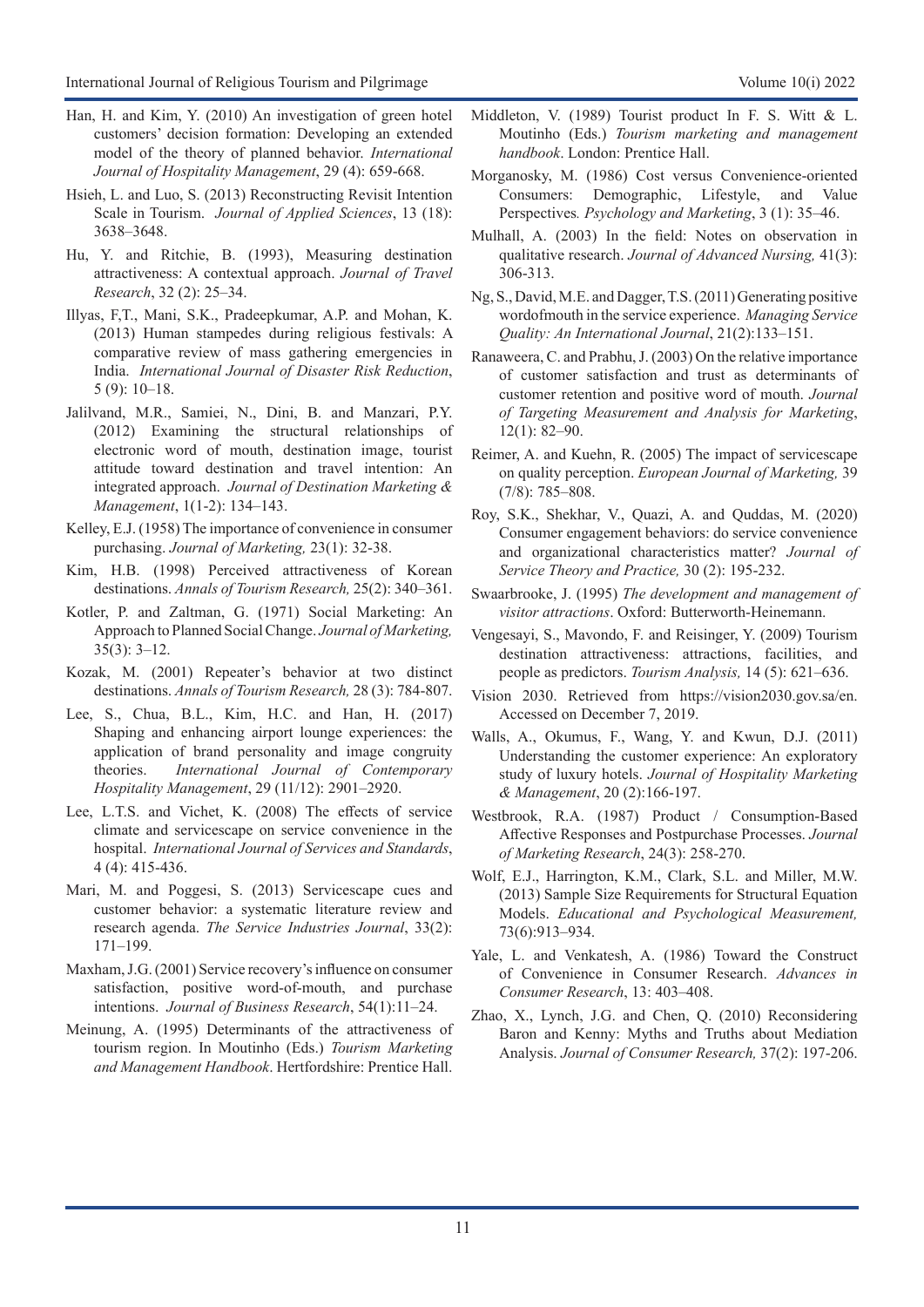Han, H. and Kim, Y. (2010) An investigation of green hotel customers' decision formation: Developing an extended model of the theory of planned behavior. *International Journal of Hospitality Management*, 29 (4): 659-668.

Hsieh, L. and Luo, S. (2013) Reconstructing Revisit Intention Scale in Tourism. *Journal of Applied Sciences*, 13 (18): 3638–3648.

Hu, Y. and Ritchie, B. (1993), Measuring destination attractiveness: A contextual approach. *Journal of Travel Research*, 32 (2): 25–34.

Illyas, F,T., Mani, S.K., Pradeepkumar, A.P. and Mohan, K. (2013) Human stampedes during religious festivals: A comparative review of mass gathering emergencies in India. *International Journal of Disaster Risk Reduction*, 5 (9): 10–18.

Jalilvand, M.R., Samiei, N., Dini, B. and Manzari, P.Y. (2012) Examining the structural relationships of electronic word of mouth, destination image, tourist attitude toward destination and travel intention: An integrated approach. *Journal of Destination Marketing & Management*, 1(1-2): 134–143.

Kelley, E.J. (1958) The importance of convenience in consumer purchasing. *Journal of Marketing,* 23(1): 32-38.

Kim, H.B. (1998) Perceived attractiveness of Korean destinations. *Annals of Tourism Research,* 25(2): 340–361.

Kotler, P. and Zaltman, G. (1971) Social Marketing: An Approach to Planned Social Change. *Journal of Marketing,* 35(3): 3–12.

Kozak, M. (2001) Repeater's behavior at two distinct destinations. *Annals of Tourism Research,* 28 (3): 784-807.

Lee, S., Chua, B.L., Kim, H.C. and Han, H. (2017) Shaping and enhancing airport lounge experiences: the application of brand personality and image congruity theories. *International Journal of Contemporary Hospitality Management*, 29 (11/12): 2901–2920.

Lee, L.T.S. and Vichet, K. (2008) The effects of service climate and servicescape on service convenience in the hospital. *International Journal of Services and Standards*, 4 (4): 415-436.

Mari, M. and Poggesi, S. (2013) Servicescape cues and customer behavior: a systematic literature review and research agenda. *The Service Industries Journal*, 33(2): 171–199.

Maxham, J.G. (2001) Service recovery's influence on consumer satisfaction, positive word-of-mouth, and purchase intentions. *Journal of Business Research*, 54(1):11–24.

Meinung, A. (1995) Determinants of the attractiveness of tourism region. In Moutinho (Eds.) *Tourism Marketing and Management Handbook*. Hertfordshire: Prentice Hall.

Middleton, V. (1989) Tourist product In F. S. Witt & L. Moutinho (Eds.) *Tourism marketing and management handbook*. London: Prentice Hall.

Morganosky, M. (1986) Cost versus Convenience-oriented Consumers: Demographic, Lifestyle, and Value Perspectives*. Psychology and Marketing*, 3 (1): 35–46.

Mulhall, A. (2003) In the field: Notes on observation in qualitative research. *Journal of Advanced Nursing,* 41(3): 306-313.

Ng, S., David, M.E. and Dagger, T.S. (2011) Generating positive wordofmouth in the service experience. *Managing Service Quality: An International Journal*, 21(2):133–151.

Ranaweera, C. and Prabhu, J. (2003) On the relative importance of customer satisfaction and trust as determinants of customer retention and positive word of mouth. *Journal of Targeting Measurement and Analysis for Marketing*, 12(1): 82–90.

Reimer, A. and Kuehn, R. (2005) The impact of servicescape on quality perception. *European Journal of Marketing,* 39 (7/8): 785–808.

Roy, S.K., Shekhar, V., Quazi, A. and Quddas, M. (2020) Consumer engagement behaviors: do service convenience and organizational characteristics matter? *Journal of Service Theory and Practice,* 30 (2): 195-232.

Swaarbrooke, J. (1995) *The development and management of visitor attractions*. Oxford: Butterworth-Heinemann.

Vengesayi, S., Mavondo, F. and Reisinger, Y. (2009) Tourism destination attractiveness: attractions, facilities, and people as predictors. *Tourism Analysis,* 14 (5): 621–636.

Vision 2030. Retrieved from https://vision2030.gov.sa/en. Accessed on December 7, 2019.

Walls, A., Okumus, F., Wang, Y. and Kwun, D.J. (2011) Understanding the customer experience: An exploratory study of luxury hotels. *Journal of Hospitality Marketing & Management*, 20 (2):166-197.

Westbrook, R.A. (1987) Product / Consumption-Based Affective Responses and Postpurchase Processes. *Journal of Marketing Research*, 24(3): 258-270.

Wolf, E.J., Harrington, K.M., Clark, S.L. and Miller, M.W. (2013) Sample Size Requirements for Structural Equation Models. *Educational and Psychological Measurement,* 73(6):913–934.

Yale, L. and Venkatesh, A. (1986) Toward the Construct of Convenience in Consumer Research. *Advances in Consumer Research*, 13: 403–408.

Zhao, X., Lynch, J.G. and Chen, Q. (2010) Reconsidering Baron and Kenny: Myths and Truths about Mediation Analysis. *Journal of Consumer Research,* 37(2): 197-206.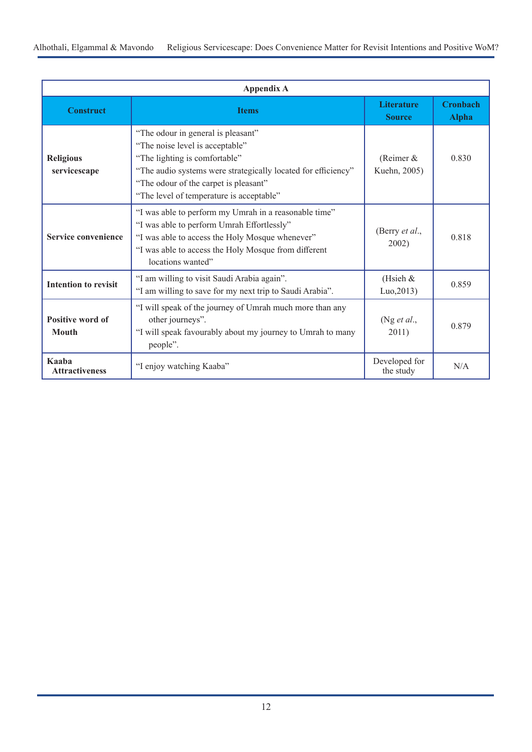## Appendix A

| Construct | Items | Literature Source | Cronbach Alpha |
|---|---|---|---|
| **Religious servicescape** | "The odour in general is pleasant"<br>"The noise level is acceptable"<br>"The lighting is comfortable"<br>"The audio systems were strategically located for efficiency"<br>"The odour of the carpet is pleasant"<br>"The level of temperature is acceptable" | (Reimer & Kuehn, 2005) | 0.830 |
| **Service convenience** | "I was able to perform my Umrah in a reasonable time"<br>"I was able to perform Umrah Effortlessly"<br>"I was able to access the Holy Mosque whenever"<br>"I was able to access the Holy Mosque from different locations wanted" | (Berry *et al.*, 2002) | 0.818 |
| **Intention to revisit** | "I am willing to visit Saudi Arabia again".<br>"I am willing to save for my next trip to Saudi Arabia". | (Hsieh & Luo,2013) | 0.859 |
| **Positive word of Mouth** | "I will speak of the journey of Umrah much more than any other journeys".<br>"I will speak favourably about my journey to Umrah to many people". | (Ng *et al.*, 2011) | 0.879 |
| **Kaaba Attractiveness** | "I enjoy watching Kaaba" | Developed for the study | N/A |